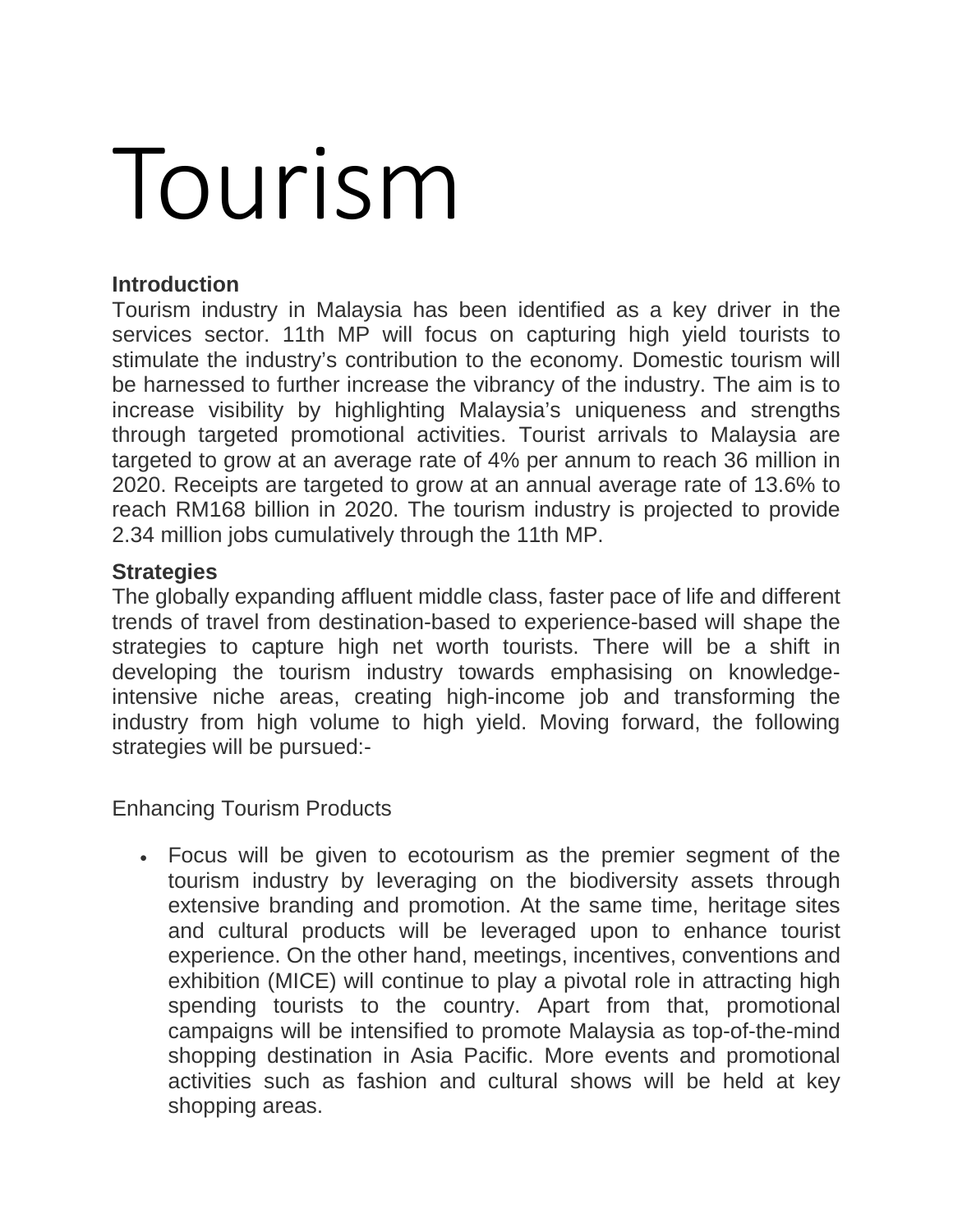# Tourism

**Introduction**

Tourism industry in Malaysia has been identified as a key driver in the services sector. 11th MP will focus on capturing high yield tourists to stimulate the industry's contribution to the economy. Domestic tourism will be harnessed to further increase the vibrancy of the industry. The aim is to increase visibility by highlighting Malaysia's uniqueness and strengths through targeted promotional activities. Tourist arrivals to Malaysia are targeted to grow at an average rate of 4% per annum to reach 36 million in 2020. Receipts are targeted to grow at an annual average rate of 13.6% to reach RM168 billion in 2020. The tourism industry is projected to provide 2.34 million jobs cumulatively through the 11th MP.

**Strategies**

The globally expanding affluent middle class, faster pace of life and different trends of travel from destination-based to experience-based will shape the strategies to capture high net worth tourists. There will be a shift in developing the tourism industry towards emphasising on knowledge-intensive niche areas, creating high-income job and transforming the industry from high volume to high yield. Moving forward, the following strategies will be pursued:-

Enhancing Tourism Products

- Focus will be given to ecotourism as the premier segment of the tourism industry by leveraging on the biodiversity assets through extensive branding and promotion. At the same time, heritage sites and cultural products will be leveraged upon to enhance tourist experience. On the other hand, meetings, incentives, conventions and exhibition (MICE) will continue to play a pivotal role in attracting high spending tourists to the country. Apart from that, promotional campaigns will be intensified to promote Malaysia as top-of-the-mind shopping destination in Asia Pacific. More events and promotional activities such as fashion and cultural shows will be held at key shopping areas.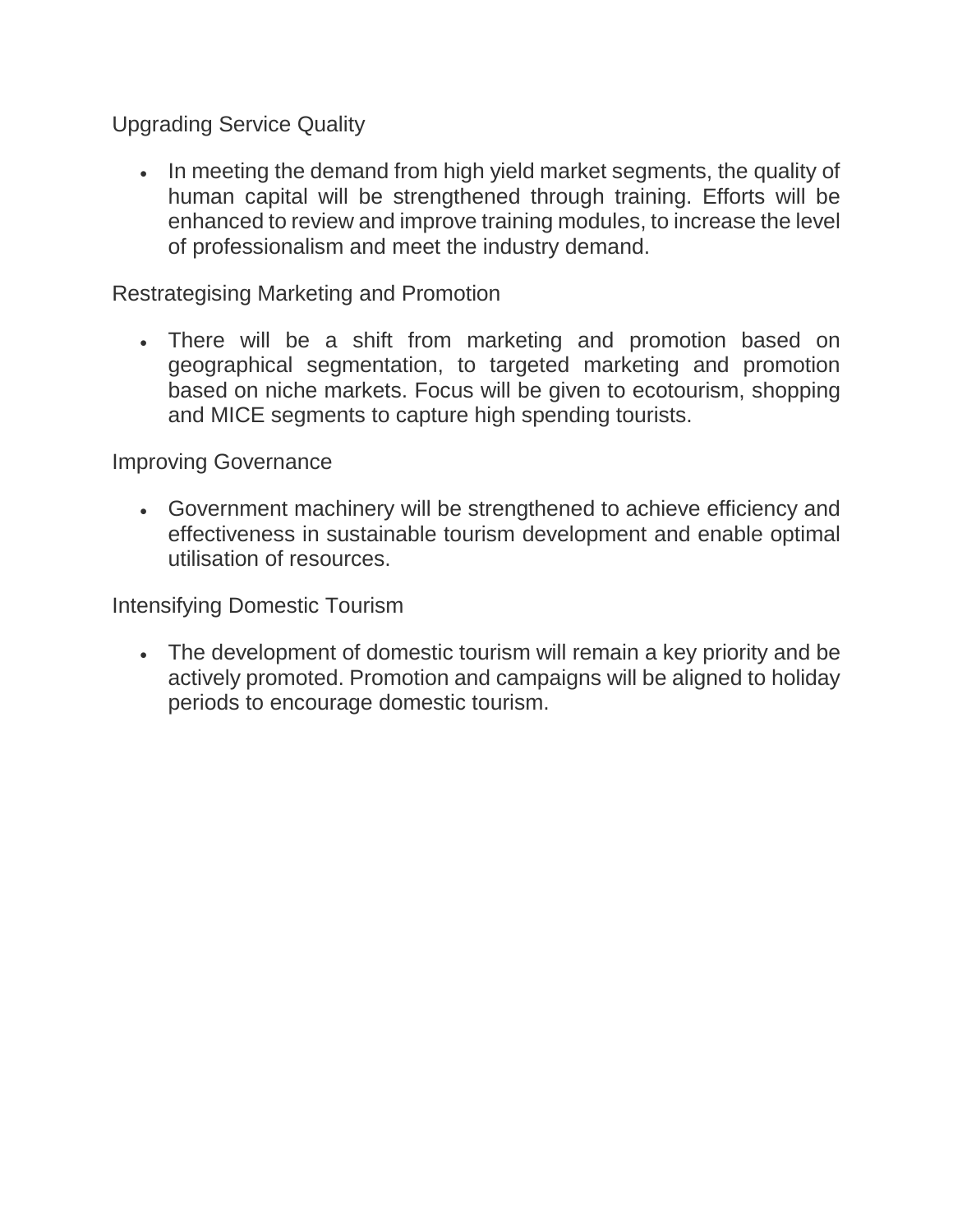Upgrading Service Quality

- In meeting the demand from high yield market segments, the quality of human capital will be strengthened through training. Efforts will be enhanced to review and improve training modules, to increase the level of professionalism and meet the industry demand.

Restrategising Marketing and Promotion

- There will be a shift from marketing and promotion based on geographical segmentation, to targeted marketing and promotion based on niche markets. Focus will be given to ecotourism, shopping and MICE segments to capture high spending tourists.

Improving Governance

- Government machinery will be strengthened to achieve efficiency and effectiveness in sustainable tourism development and enable optimal utilisation of resources.

Intensifying Domestic Tourism

- The development of domestic tourism will remain a key priority and be actively promoted. Promotion and campaigns will be aligned to holiday periods to encourage domestic tourism.